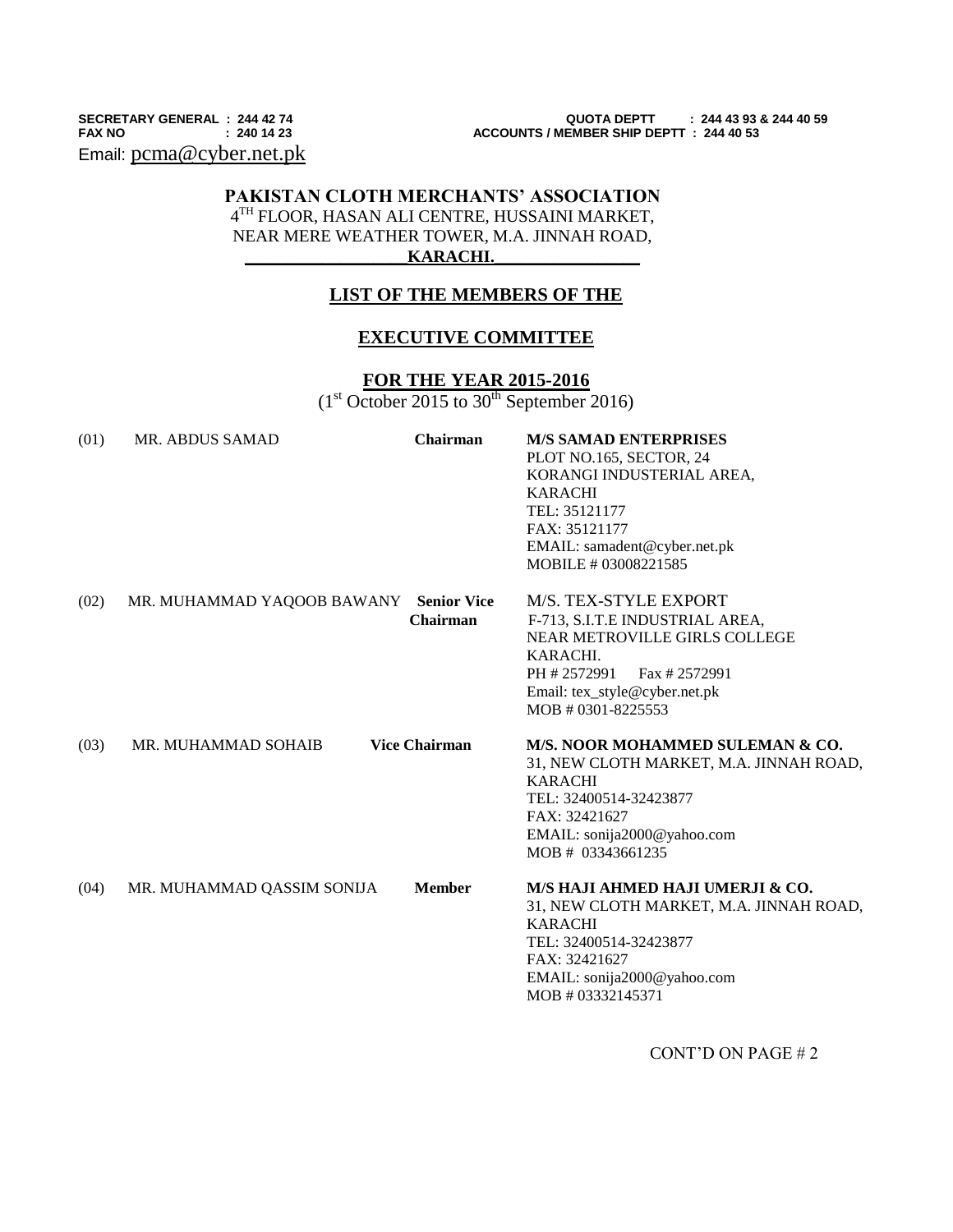**SECRETARY GENERAL : 244 42 74**
**FAX NO : 240 14 23**
Email: pcma@cyber.net.pk

**QUOTA DEPTT : 244 43 93 & 244 40 59**
**ACCOUNTS / MEMBER SHIP DEPTT : 244 40 53**

# PAKISTAN CLOTH MERCHANTS' ASSOCIATION

4TH FLOOR, HASAN ALI CENTRE, HUSSAINI MARKET,
NEAR MERE WEATHER TOWER, M.A. JINNAH ROAD,
**KARACHI.**

## LIST OF THE MEMBERS OF THE

## EXECUTIVE COMMITTEE

## FOR THE YEAR 2015-2016

(1st October 2015 to 30th September 2016)

| No. | Name | Designation | Firm / Address |
|---|---|---|---|
| (01) | MR. ABDUS SAMAD | **Chairman** | **M/S SAMAD ENTERPRISES**<br>PLOT NO.165, SECTOR, 24<br>KORANGI INDUSTERIAL AREA,<br>KARACHI<br>TEL: 35121177<br>FAX: 35121177<br>EMAIL: samadent@cyber.net.pk<br>MOBILE # 03008221585 |
| (02) | MR. MUHAMMAD YAQOOB BAWANY | **Senior Vice Chairman** | M/S. TEX-STYLE EXPORT<br>F-713, S.I.T.E INDUSTRIAL AREA,<br>NEAR METROVILLE GIRLS COLLEGE<br>KARACHI.<br>PH # 2572991 Fax # 2572991<br>Email: tex_style@cyber.net.pk<br>MOB # 0301-8225553 |
| (03) | MR. MUHAMMAD SOHAIB | **Vice Chairman** | **M/S. NOOR MOHAMMED SULEMAN & CO.**<br>31, NEW CLOTH MARKET, M.A. JINNAH ROAD,<br>KARACHI<br>TEL: 32400514-32423877<br>FAX: 32421627<br>EMAIL: sonija2000@yahoo.com<br>MOB # 03343661235 |
| (04) | MR. MUHAMMAD QASSIM SONIJA | **Member** | **M/S HAJI AHMED HAJI UMERJI & CO.**<br>31, NEW CLOTH MARKET, M.A. JINNAH ROAD,<br>KARACHI<br>TEL: 32400514-32423877<br>FAX: 32421627<br>EMAIL: sonija2000@yahoo.com<br>MOB # 03332145371 |

CONT'D ON PAGE # 2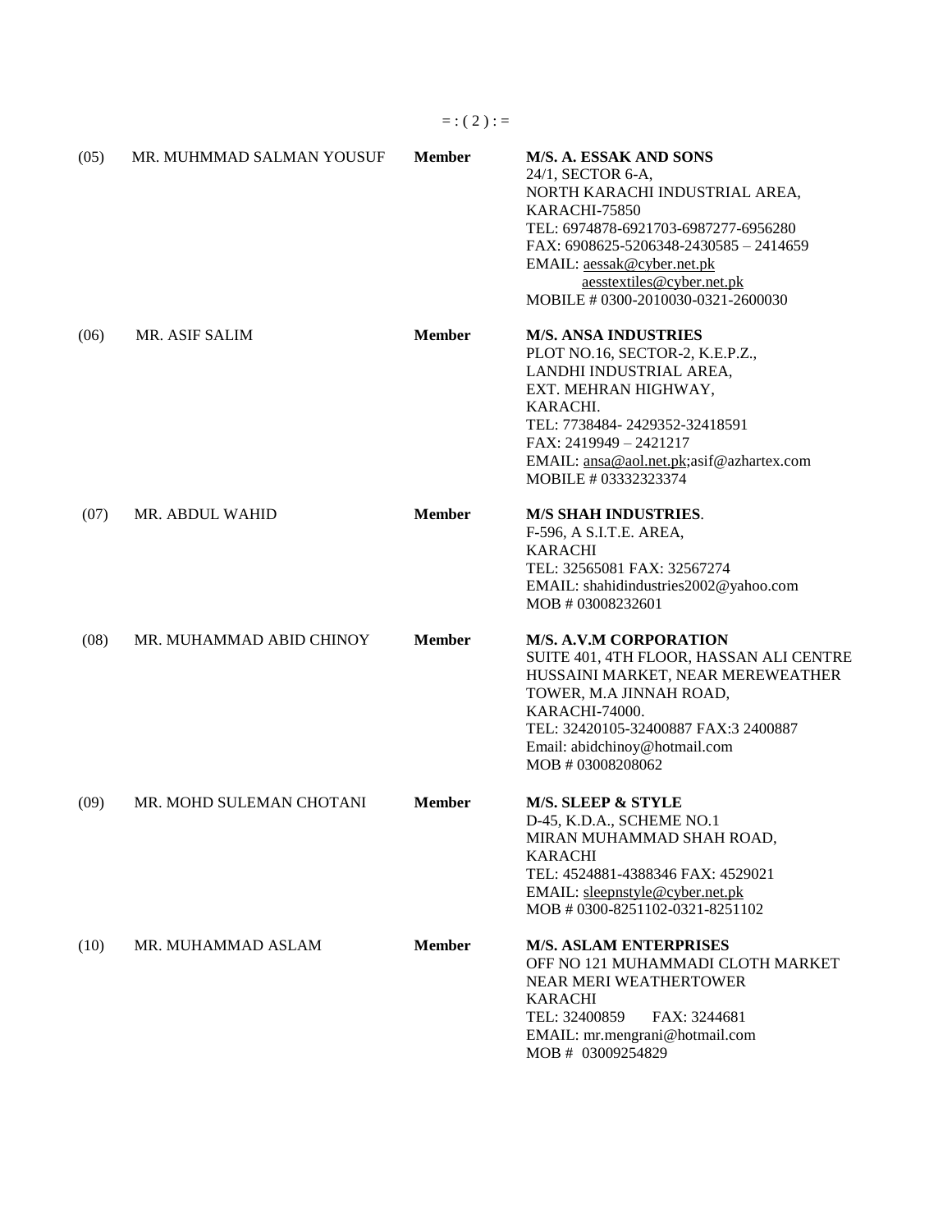| | | | |
|---|---|---|---|
| (05) | MR. MUHMMAD SALMAN YOUSUF | **Member** | **M/S. A. ESSAK AND SONS**<br>24/1, SECTOR 6-A,<br>NORTH KARACHI INDUSTRIAL AREA,<br>KARACHI-75850<br>TEL: 6974878-6921703-6987277-6956280<br>FAX: 6908625-5206348-2430585 – 2414659<br>EMAIL: aessak@cyber.net.pk<br>aesstextiles@cyber.net.pk<br>MOBILE # 0300-2010030-0321-2600030 |
| (06) | MR. ASIF SALIM | **Member** | **M/S. ANSA INDUSTRIES**<br>PLOT NO.16, SECTOR-2, K.E.P.Z.,<br>LANDHI INDUSTRIAL AREA,<br>EXT. MEHRAN HIGHWAY,<br>KARACHI.<br>TEL: 7738484- 2429352-32418591<br>FAX: 2419949 – 2421217<br>EMAIL: ansa@aol.net.pk;asif@azhartex.com<br>MOBILE # 03332323374 |
| (07) | MR. ABDUL WAHID | **Member** | **M/S SHAH INDUSTRIES**.<br>F-596, A S.I.T.E. AREA,<br>KARACHI<br>TEL: 32565081 FAX: 32567274<br>EMAIL: shahidindustries2002@yahoo.com<br>MOB # 03008232601 |
| (08) | MR. MUHAMMAD ABID CHINOY | **Member** | **M/S. A.V.M CORPORATION**<br>SUITE 401, 4TH FLOOR, HASSAN ALI CENTRE<br>HUSSAINI MARKET, NEAR MEREWEATHER<br>TOWER, M.A JINNAH ROAD,<br>KARACHI-74000.<br>TEL: 32420105-32400887 FAX:3 2400887<br>Email: abidchinoy@hotmail.com<br>MOB # 03008208062 |
| (09) | MR. MOHD SULEMAN CHOTANI | **Member** | **M/S. SLEEP & STYLE**<br>D-45, K.D.A., SCHEME NO.1<br>MIRAN MUHAMMAD SHAH ROAD,<br>KARACHI<br>TEL: 4524881-4388346 FAX: 4529021<br>EMAIL: sleepnstyle@cyber.net.pk<br>MOB # 0300-8251102-0321-8251102 |
| (10) | MR. MUHAMMAD ASLAM | **Member** | **M/S. ASLAM ENTERPRISES**<br>OFF NO 121 MUHAMMADI CLOTH MARKET<br>NEAR MERI WEATHERTOWER<br>KARACHI<br>TEL: 32400859 FAX: 3244681<br>EMAIL: mr.mengrani@hotmail.com<br>MOB # 03009254829 |